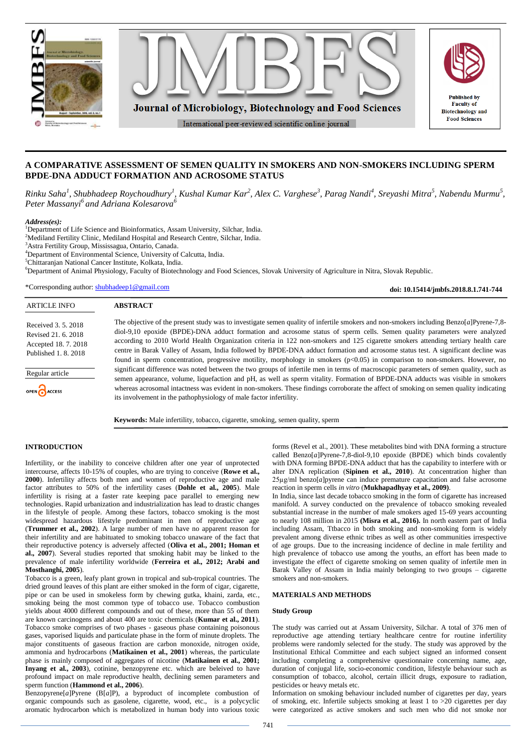# A COMPARATIVE ASSESSMENT OF SEMEN QUALITY IN SMOKERS AND NON-SMOKERS INCLUDING SPERM BPDE-DNA ADDUCT FORMATION AND ACROSOME STATUS

*Rinku Saha[1], Shubhadeep Roychoudhury[1], Kushal Kumar Kar[2], Alex C. Varghese[3], Parag Nandi[4], Sreyashi Mitra[5], Nabendu Murmu[5], Peter Massanyi[6] and Adriana Kolesarova[6]*

***Address(es):***
[1]Department of Life Science and Bioinformatics, Assam University, Silchar, India.
[2]Mediland Fertility Clinic, Mediland Hospital and Research Centre, Silchar, India.
[3]Astra Fertility Group, Mississagua, Ontario, Canada.
[4]Department of Environmental Science, University of Calcutta, India.
[5]Chittaranjan National Cancer Institute, Kolkata, India.
[6]Department of Animal Physiology, Faculty of Biotechnology and Food Sciences, Slovak University of Agriculture in Nitra, Slovak Republic.

*Corresponding author: shubhadeep1@gmail.com

**doi: 10.15414/jmbfs.2018.8.1.741-744**

ARTICLE INFO

Received 3. 5. 2018
Revised 21. 6. 2018
Accepted 18. 7. 2018
Published 1. 8. 2018

Regular article

OPEN ACCESS

## ABSTRACT

The objective of the present study was to investigate semen quality of infertile smokers and non-smokers including Benzo[*a*]Pyrene-7,8-diol-9,10 epoxide (BPDE)-DNA adduct formation and acrosome status of sperm cells. Semen quality parameters were analyzed according to 2010 World Health Organization criteria in 122 non-smokers and 125 cigarette smokers attending tertiary health care centre in Barak Valley of Assam, India followed by BPDE-DNA adduct formation and acrosome status test. A significant decline was found in sperm concentration, progressive motility, morphology in smokers ($p<0.05$) in comparison to non-smokers. However, no significant difference was noted between the two groups of infertile men in terms of macroscopic parameters of semen quality, such as semen appearance, volume, liquefaction and pH, as well as sperm vitality. Formation of BPDE-DNA adducts was visible in smokers whereas acrosomal intactness was evident in non-smokers. These findings corroborate the affect of smoking on semen quality indicating its involvement in the pathophysiology of male factor infertility.

**Keywords:** Male infertility, tobacco, cigarette, smoking, semen quality, sperm

## INTRODUCTION

Infertility, or the inability to conceive children after one year of unprotected intercourse, affects 10-15% of couples, who are trying to conceive (**Rowe et al., 2000**). Infertility affects both men and women of reproductive age and male factor attributes to 50% of the infertility cases (**Dohle et al., 2005**). Male infertility is rising at a faster rate keeping pace parallel to emerging new technologies. Rapid urbanization and industrialization has lead to drastic changes in the lifestyle of people. Among these factors, tobacco smoking is the most widespread hazardous lifestyle predominant in men of reproductive age (**Trummer et al., 2002**). A large number of men have no apparent reason for their infertility and are habituated to smoking tobacco unaware of the fact that their reproductive potency is adversely affected (**Oliva et al., 2001; Homan et al., 2007**). Several studies reported that smoking habit may be linked to the prevalence of male infertility worldwide (**Ferreira et al., 2012; Arabi and Mosthanghi, 2005**).

Tobacco is a green, leafy plant grown in tropical and sub-tropical countries. The dried ground leaves of this plant are either smoked in the form of cigar, cigarette, pipe or can be used in smokeless form by chewing gutka, khaini, zarda, etc., smoking being the most common type of tobacco use. Tobacco combustion yields about 4000 different compounds and out of these, more than 55 of them are known carcinogens and about 400 are toxic chemicals (**Kumar et al., 2011**). Tobacco smoke comprises of two phases - gaseous phase containing poisonous gases, vaporised liquids and particulate phase in the form of minute droplets. The major constituents of gaseous fraction are carbon monoxide, nitrogen oxide, ammonia and hydrocarbons (**Matikainen et al., 2001**) whereas, the particulate phase is mainly composed of aggregates of nicotine (**Matikainen et al., 2001; Inyang et al., 2003**), cotinine, benzopyrene etc. which are beleived to have profound impact on male reproductive health, declining semen parameters and sperm function (**Hammond et al., 2006**).

Benzopyrene[*a*]Pyrene (B[*a*]P), a byproduct of incomplete combustion of organic compounds such as gasolene, cigarette, wood, etc., is a polycyclic aromatic hydrocarbon which is metabolized in human body into various toxic forms (Revel et al., 2001). These metabolites bind with DNA forming a structure called Benzo[*a*]Pyrene-7,8-diol-9,10 epoxide (BPDE) which binds covalently with DNA forming BPDE-DNA adduct that has the capability to interfere with or alter DNA replication (**Sipinen et al., 2010**). At concentration higher than 25μg/ml benzo[*a*]pyrene can induce premature capacitation and false acrosome reaction in sperm cells *in vitro* (**Mukhapadhyay et al., 2009**).

In India, since last decade tobacco smoking in the form of cigarette has increased manifold. A survey conducted on the prevalence of tobacco smoking revealed substantial increase in the number of male smokers aged 15-69 years accounting to nearly 108 million in 2015 **(Misra et al., 2016).** In north eastern part of India including Assam, Ttbacco in both smoking and non-smoking form is widely prevalent among diverse ethnic tribes as well as other communities irrespective of age groups. Due to the increasing incidence of decline in male fertility and high prevalence of tobacco use among the youths, an effort has been made to investigate the effect of cigarette smoking on semen quality of infertile men in Barak Valley of Assam in India mainly belonging to two groups – cigarette smokers and non-smokers.

## MATERIALS AND METHODS

### Study Group

The study was carried out at Assam University, Silchar. A total of 376 men of reproductive age attending tertiary healthcare centre for routine infertility problems were randomly selected for the study. The study was approved by the Institutional Ethical Committee and each subject signed an informed consent including completing a comprehensive questionnaire concerning name, age, duration of conjugal life, socio-economic condition, lifestyle behaviour such as consumption of tobacco, alcohol, certain illicit drugs, exposure to radiation, pesticides or heavy metals etc.

Information on smoking behaviour included number of cigarettes per day, years of smoking, etc. Infertile subjects smoking at least 1 to >20 cigarettes per day were categorized as active smokers and such men who did not smoke nor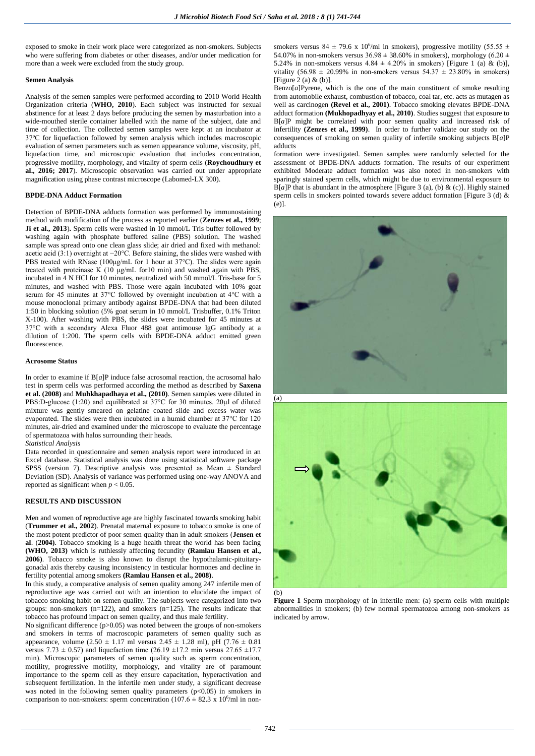exposed to smoke in their work place were categorized as non-smokers. Subjects who were suffering from diabetes or other diseases, and/or under medication for more than a week were excluded from the study group.

### Semen Analysis

Analysis of the semen samples were performed according to 2010 World Health Organization criteria (**WHO, 2010**). Each subject was instructed for sexual abstinence for at least 2 days before producing the semen by masturbation into a wide-mouthed sterile container labelled with the name of the subject, date and time of collection. The collected semen samples were kept at an incubator at 37ºC for liquefaction followed by semen analysis which includes macroscopic evaluation of semen parameters such as semen appearance volume, viscosity, pH, liquefaction time, and microscopic evaluation that includes concentration, progressive motility, morphology, and vitality of sperm cells (**Roychoudhury et al., 2016; 2017**). Microscopic observation was carried out under appropriate magnification using phase contrast microscope (Labomed-LX 300).

### BPDE-DNA Adduct Formation

Detection of BPDE-DNA adducts formation was performed by immunostaining method with modification of the process as reported earlier (**Zenzes et al., 1999**; **Ji et al., 2013**). Sperm cells were washed in 10 mmol/L Tris buffer followed by washing again with phosphate buffered saline (PBS) solution. The washed sample was spread onto one clean glass slide; air dried and fixed with methanol: acetic acid (3:1) overnight at −20°C. Before staining, the slides were washed with PBS treated with RNase (100μg/mL for 1 hour at 37°C). The slides were again treated with proteinase K (10 μg/mL for10 min) and washed again with PBS, incubated in 4 N HCl for 10 minutes, neutralized with 50 mmol/L Tris-base for 5 minutes, and washed with PBS. Those were again incubated with 10% goat serum for 45 minutes at 37°C followed by overnight incubation at 4°C with a mouse monoclonal primary antibody against BPDE-DNA that had been diluted 1:50 in blocking solution (5% goat serum in 10 mmol/L Trisbuffer, 0.1% Triton X-100). After washing with PBS, the slides were incubated for 45 minutes at 37°C with a secondary Alexa Fluor 488 goat antimouse IgG antibody at a dilution of 1:200. The sperm cells with BPDE-DNA adduct emitted green fluorescence.

### Acrosome Status

In order to examine if B[*a*]P induce false acrosomal reaction, the acrosomal halo test in sperm cells was performed according the method as described by **Saxena et al. (2008)** and **Muhkhapadhaya et al., (2010)**. Semen samples were diluted in PBS:D-glucose (1:20) and equilibrated at 37°C for 30 minutes. 20μl of diluted mixture was gently smeared on gelatine coated slide and excess water was evaporated. The slides were then incubated in a humid chamber at 37°C for 120 minutes, air-dried and examined under the microscope to evaluate the percentage of spermatozoa with halos surrounding their heads.

*Statistical Analysis*

Data recorded in questionnaire and semen analysis report were introduced in an Excel database. Statistical analysis was done using statistical software package SPSS (version 7). Descriptive analysis was presented as Mean ± Standard Deviation (SD). Analysis of variance was performed using one-way ANOVA and reported as significant when $p < 0.05$.

### RESULTS AND DISCUSSION

Men and women of reproductive age are highly fascinated towards smoking habit (**Trummer et al., 2002**). Prenatal maternal exposure to tobacco smoke is one of the most potent predictor of poor semen quality than in adult smokers (**Jensen et al**. (**2004**). Tobacco smoking is a huge health threat the world has been facing **(WHO, 2013)** which is ruthlessly affecting fecundity **(Ramlau Hansen et al., 2006)**. Tobacco smoke is also known to disrupt the hypothalamic-pituitary-gonadal axis thereby causing inconsistency in testicular hormones and decline in fertility potential among smokers **(Ramlau Hansen et al., 2008)**.

In this study, a comparative analysis of semen quality among 247 infertile men of reproductive age was carried out with an intention to elucidate the impact of tobacco smoking habit on semen quality. The subjects were categorized into two groups: non-smokers (n=122), and smokers (n=125). The results indicate that tobacco has profound impact on semen quality, and thus male fertility.

No significant difference ($p>0.05$) was noted between the groups of non-smokers and smokers in terms of macroscopic parameters of semen quality such as appearance, volume (2.50 ± 1.17 ml versus 2.45 ± 1.28 ml), pH (7.76 ± 0.81 versus 7.73 ± 0.57) and liquefaction time (26.19 ±17.2 min versus 27.65 ±17.7 min). Microscopic parameters of semen quality such as sperm concentration, motility, progressive motility, morphology, and vitality are of paramount importance to the sperm cell as they ensure capacitation, hyperactivation and subsequent fertilization. In the infertile men under study, a significant decrease was noted in the following semen quality parameters ($p<0.05$) in smokers in comparison to non-smokers: sperm concentration (107.6 ± 82.3 x $10^6$/ml in non-smokers versus 84 ± 79.6 x $10^6$/ml in smokers), progressive motility (55.55 ± 54.07% in non-smokers versus 36.98 ± 38.60% in smokers), morphology (6.20 ± 5.24% in non-smokers versus 4.84 ± 4.20% in smokers) [Figure 1 (a) & (b)], vitality (56.98 ± 20.99% in non-smokers versus 54.37 ± 23.80% in smokers) [Figure 2 (a) & (b)].

Benzo[*a*]Pyrene, which is the one of the main constituent of smoke resulting from automobile exhaust, combustion of tobacco, coal tar, etc. acts as mutagen as well as carcinogen **(Revel et al., 2001)**. Tobacco smoking elevates BPDE-DNA adduct formation **(Mukhopadhyay et al., 2010)**. Studies suggest that exposure to B[*a*]P might be correlated with poor semen quality and increased risk of infertility **(Zenzes et al., 1999)**. In order to further validate our study on the consequences of smoking on semen quality of infertile smoking subjects B[*a*]P adducts formation were investigated. Semen samples were randomly selected for the assessment of BPDE-DNA adducts formation. The results of our experiment exhibited Moderate adduct formation was also noted in non-smokers with sparingly stained sperm cells, which might be due to environmental exposure to B[*a*]P that is abundant in the atmosphere [Figure 3 (a), (b) & (c)]. Highly stained sperm cells in smokers pointed towards severe adduct formation [Figure 3 (d) & (e)].

(a)

(b)

**Figure 1** Sperm morphology of in infertile men: (a) sperm cells with multiple abnormalities in smokers; (b) few normal spermatozoa among non-smokers as indicated by arrow.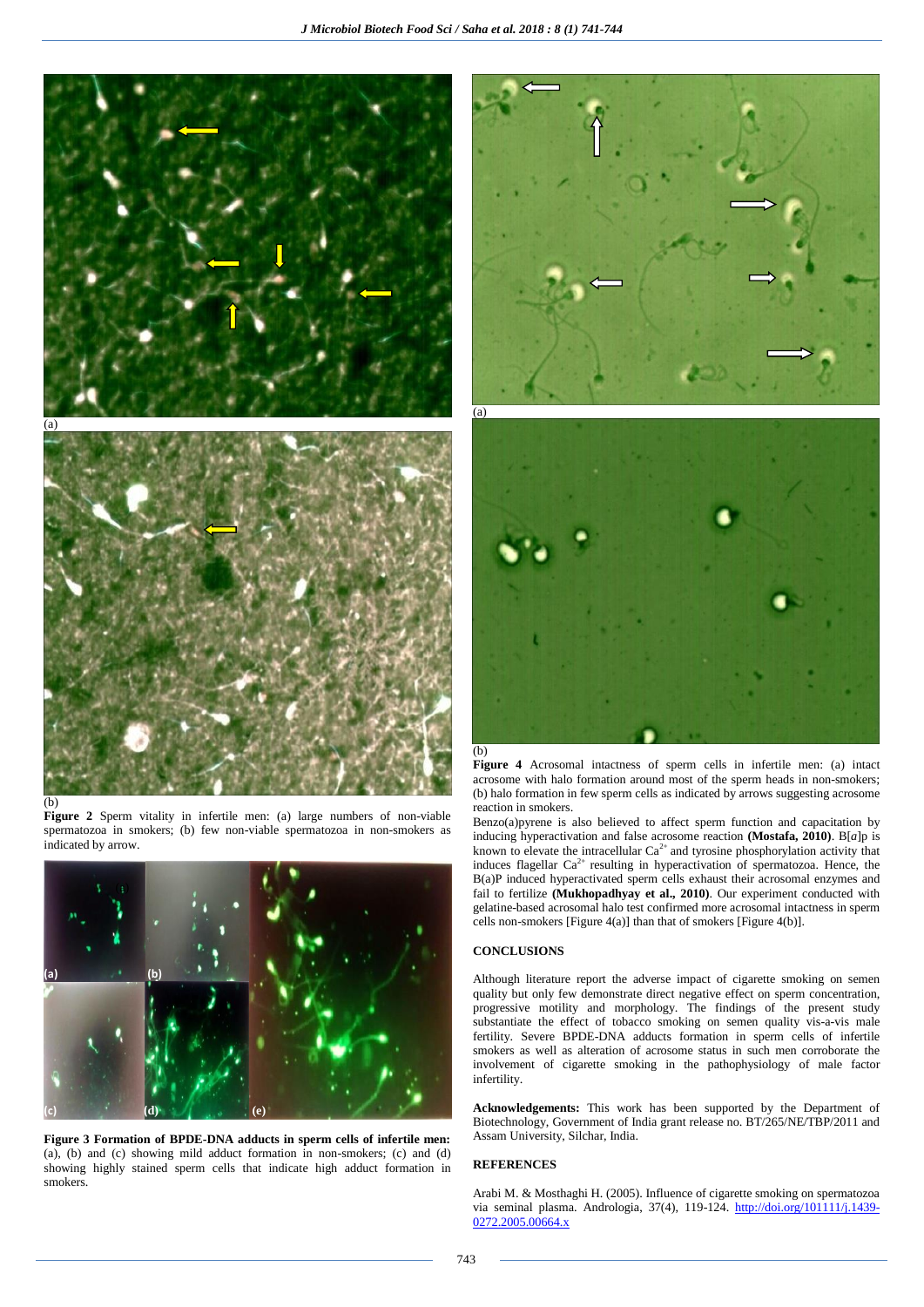(a)

(b)

**Figure 2** Sperm vitality in infertile men: (a) large numbers of non-viable spermatozoa in smokers; (b) few non-viable spermatozoa in non-smokers as indicated by arrow.

**Figure 3 Formation of BPDE-DNA adducts in sperm cells of infertile men:** (a), (b) and (c) showing mild adduct formation in non-smokers; (c) and (d) showing highly stained sperm cells that indicate high adduct formation in smokers.

(a)

(b)

**Figure 4** Acrosomal intactness of sperm cells in infertile men: (a) intact acrosome with halo formation around most of the sperm heads in non-smokers; (b) halo formation in few sperm cells as indicated by arrows suggesting acrosome reaction in smokers.

Benzo(a)pyrene is also believed to affect sperm function and capacitation by inducing hyperactivation and false acrosome reaction **(Mostafa, 2010)**. B[*a*]p is known to elevate the intracellular $Ca^{2+}$ and tyrosine phosphorylation activity that induces flagellar $Ca^{2+}$ resulting in hyperactivation of spermatozoa. Hence, the B(a)P induced hyperactivated sperm cells exhaust their acrosomal enzymes and fail to fertilize **(Mukhopadhyay et al., 2010)**. Our experiment conducted with gelatine-based acrosomal halo test confirmed more acrosomal intactness in sperm cells non-smokers [Figure 4(a)] than that of smokers [Figure 4(b)].

## CONCLUSIONS

Although literature report the adverse impact of cigarette smoking on semen quality but only few demonstrate direct negative effect on sperm concentration, progressive motility and morphology. The findings of the present study substantiate the effect of tobacco smoking on semen quality vis-a-vis male fertility. Severe BPDE-DNA adducts formation in sperm cells of infertile smokers as well as alteration of acrosome status in such men corroborate the involvement of cigarette smoking in the pathophysiology of male factor infertility.

**Acknowledgements:** This work has been supported by the Department of Biotechnology, Government of India grant release no. BT/265/NE/TBP/2011 and Assam University, Silchar, India.

## REFERENCES

Arabi M. & Mosthaghi H. (2005). Influence of cigarette smoking on spermatozoa via seminal plasma. Andrologia, 37(4), 119-124. http://doi.org/101111/j.1439-0272.2005.00664.x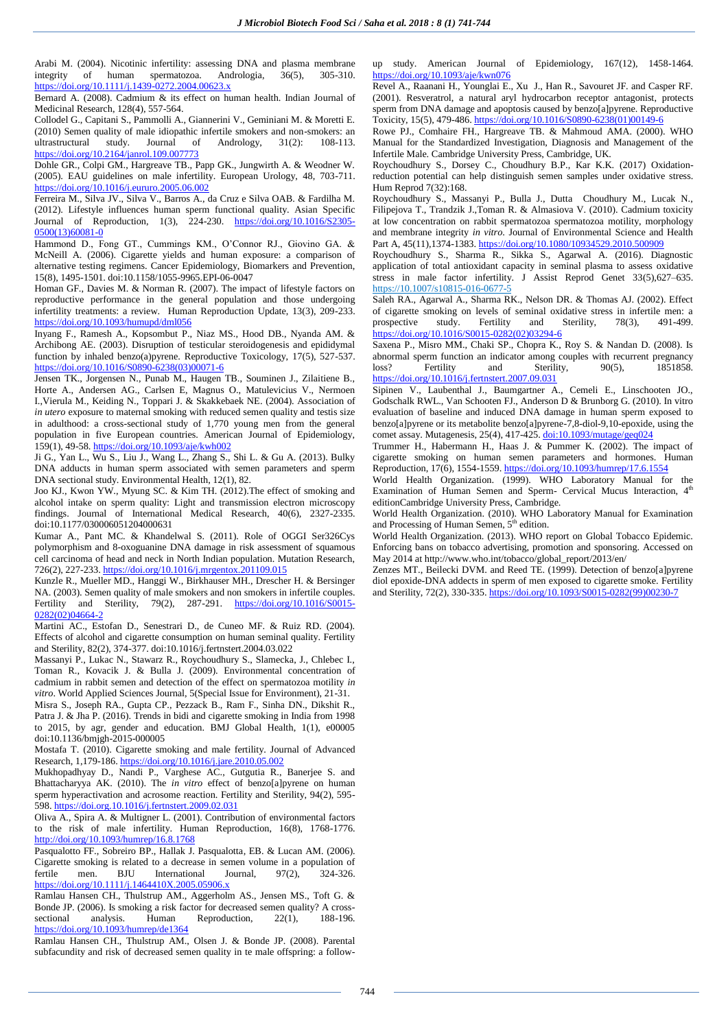Arabi M. (2004). Nicotinic infertility: assessing DNA and plasma membrane integrity of human spermatozoa. Andrologia, 36(5), 305-310. https://doi.org/10.1111/j.1439-0272.2004.00623.x

Bernard A. (2008). Cadmium & its effect on human health. Indian Journal of Medicinal Research, 128(4), 557-564.

Collodel G., Capitani S., Pammolli A., Giannerini V., Geminiani M. & Moretti E. (2010) Semen quality of male idiopathic infertile smokers and non-smokers: an ultrastructural study. Journal of Andrology, 31(2): 108-113. https://doi.org/10.2164/janrol.109.007773

Dohle GR., Colpi GM., Hargreave TB., Papp GK., Jungwirth A. & Weodner W. (2005). EAU guidelines on male infertility. European Urology, 48, 703-711. https://doi.org/10.1016/j.eururo.2005.06.002

Ferreira M., Silva JV., Silva V., Barros A., da Cruz e Silva OAB. & Fardilha M. (2012). Lifestyle influences human sperm functional quality. Asian Specific Journal of Reproduction, 1(3), 224-230. https://doi.org/10.1016/S2305-0500(13)60081-0

Hammond D., Fong GT., Cummings KM., O'Connor RJ., Giovino GA. & McNeill A. (2006). Cigarette yields and human exposure: a comparison of alternative testing regimens. Cancer Epidemiology, Biomarkers and Prevention, 15(8), 1495-1501. doi:10.1158/1055-9965.EPI-06-0047

Homan GF., Davies M. & Norman R. (2007). The impact of lifestyle factors on reproductive performance in the general population and those undergoing infertility treatments: a review. Human Reproduction Update, 13(3), 209-233. https://doi.org/10.1093/humupd/dml056

Inyang F., Ramesh A., Kopsombut P., Niaz MS., Hood DB., Nyanda AM. & Archibong AE. (2003). Disruption of testicular steroidogenesis and epididymal function by inhaled benzo(a)pyrene. Reproductive Toxicology, 17(5), 527-537. https://doi.org/10.1016/S0890-6238(03)00071-6

Jensen TK., Jorgensen N., Punab M., Haugen TB., Souminen J., Zilaitiene B., Horte A., Andersen AG., Carlsen E, Magnus O., Matulevicius V., Nermoen I.,Vierula M., Keiding N., Toppari J. & Skakkebaek NE. (2004). Association of *in utero* exposure to maternal smoking with reduced semen quality and testis size in adulthood: a cross-sectional study of 1,770 young men from the general population in five European countries. American Journal of Epidemiology, 159(1), 49-58. https://doi.org/10.1093/aje/kwh002

Ji G., Yan L., Wu S., Liu J., Wang L., Zhang S., Shi L. & Gu A. (2013). Bulky DNA adducts in human sperm associated with semen parameters and sperm DNA sectional study. Environmental Health, 12(1), 82.

Joo KJ., Kwon YW., Myung SC. & Kim TH. (2012).The effect of smoking and alcohol intake on sperm quality: Light and transmission electron microscopy findings. Journal of International Medical Research, 40(6), 2327-2335. doi:10.1177/030006051204000631

Kumar A., Pant MC. & Khandelwal S. (2011). Role of OGGI Ser326Cys polymorphism and 8-oxoguanine DNA damage in risk assessment of squamous cell carcinoma of head and neck in North Indian population. Mutation Research, 726(2), 227-233. https://doi.org/10.1016/j.mrgentox.201109.015

Kunzle R., Mueller MD., Hanggi W., Birkhauser MH., Drescher H. & Bersinger NA. (2003). Semen quality of male smokers and non smokers in infertile couples. Fertility and Sterility, 79(2), 287-291. https://doi.org/10.1016/S0015-0282(02)04664-2

Martini AC., Estofan D., Senestrari D., de Cuneo MF. & Ruiz RD. (2004). Effects of alcohol and cigarette consumption on human seminal quality. Fertility and Sterility, 82(2), 374-377. doi:10.1016/j.fertnstert.2004.03.022

Massanyi P., Lukac N., Stawarz R., Roychoudhury S., Slamecka, J., Chlebec I., Toman R., Kovacik J. & Bulla J. (2009). Environmental concentration of cadmium in rabbit semen and detection of the effect on spermatozoa motility *in vitro*. World Applied Sciences Journal, 5(Special Issue for Environment), 21-31.

Misra S., Joseph RA., Gupta CP., Pezzack B., Ram F., Sinha DN., Dikshit R., Patra J. & Jha P. (2016). Trends in bidi and cigarette smoking in India from 1998 to 2015, by agr, gender and education. BMJ Global Health, 1(1), e00005 doi:10.1136/bmjgh-2015-000005

Mostafa T. (2010). Cigarette smoking and male fertility. Journal of Advanced Research, 1,179-186. https://doi.org/10.1016/j.jare.2010.05.002

Mukhopadhyay D., Nandi P., Varghese AC., Gutgutia R., Banerjee S. and Bhattacharyya AK. (2010). The *in vitro* effect of benzo[a]pyrene on human sperm hyperactivation and acrosome reaction. Fertility and Sterility, 94(2), 595-598. https://doi.org.10.1016/j.fertnstert.2009.02.031

Oliva A., Spira A. & Multigner L. (2001). Contribution of environmental factors to the risk of male infertility. Human Reproduction, 16(8), 1768-1776. http://doi.org/10.1093/humrep/16.8.1768

Pasqualotto FF., Sobreiro BP., Hallak J. Pasqualotta, EB. & Lucan AM. (2006). Cigarette smoking is related to a decrease in semen volume in a population of fertile men. BJU International Journal, 97(2), 324-326. https://doi.org/10.1111/j.1464410X.2005.05906.x

Ramlau Hansen CH., Thulstrup AM., Aggerholm AS., Jensen MS., Toft G. & Bonde JP. (2006). Is smoking a risk factor for decreased semen quality? A cross-sectional analysis. Human Reproduction, 22(1), 188-196. https://doi.org/10.1093/humrep/de1364

Ramlau Hansen CH., Thulstrup AM., Olsen J. & Bonde JP. (2008). Parental subfacundity and risk of decreased semen quality in te male offspring: a follow-up study. American Journal of Epidemiology, 167(12), 1458-1464. https://doi.org/10.1093/aje/kwn076

Revel A., Raanani H., Younglai E., Xu J., Han R., Savouret JF. and Casper RF. (2001). Resveratrol, a natural aryl hydrocarbon receptor antagonist, protects sperm from DNA damage and apoptosis caused by benzo[a]pyrene. Reproductive Toxicity, 15(5), 479-486. https://doi.org/10.1016/S0890-6238(01)00149-6

Rowe PJ., Comhaire FH., Hargreave TB. & Mahmoud AMA. (2000). WHO Manual for the Standardized Investigation, Diagnosis and Management of the Infertile Male. Cambridge University Press, Cambridge, UK.

Roychoudhury S., Dorsey C., Choudhury B.P., Kar K.K. (2017) Oxidation-reduction potential can help distinguish semen samples under oxidative stress. Hum Reprod 7(32):168.

Roychoudhury S., Massanyi P., Bulla J., Dutta Choudhury M., Lucak N., Filipejova T., Trandzik J.,Toman R. & Almasiova V. (2010). Cadmium toxicity at low concentration on rabbit spermatozoa spermatozoa motility, morphology and membrane integrity *in vitro*. Journal of Environmental Science and Health Part A, 45(11),1374-1383. https://doi.org/10.1080/10934529.2010.500909

Roychoudhury S., Sharma R., Sikka S., Agarwal A. (2016). Diagnostic application of total antioxidant capacity in seminal plasma to assess oxidative stress in male factor infertility. J Assist Reprod Genet 33(5),627–635. https://10.1007/s10815-016-0677-5

Saleh RA., Agarwal A., Sharma RK., Nelson DR. & Thomas AJ. (2002). Effect of cigarette smoking on levels of seminal oxidative stress in infertile men: a prospective study. Fertility and Sterility, 78(3), 491-499. https://doi.org/10.1016/S0015-0282(02)03294-6

Saxena P., Misro MM., Chaki SP., Chopra K., Roy S. & Nandan D. (2008). Is abnormal sperm function an indicator among couples with recurrent pregnancy loss? Fertility and Sterility, 90(5), 1851858. https://doi.org/10.1016/j.fertnstert.2007.09.031

Sipinen V., Laubenthal J., Baumgartner A., Cemeli E., Linschooten JO., Godschalk RWL., Van Schooten FJ., Anderson D & Brunborg G. (2010). In vitro evaluation of baseline and induced DNA damage in human sperm exposed to benzo[a]pyrene or its metabolite benzo[a]pyrene-7,8-diol-9,10-epoxide, using the comet assay. Mutagenesis, 25(4), 417-425. doi:10.1093/mutage/geq024

Trummer H., Habermann H., Haas J. & Pummer K. (2002). The impact of cigarette smoking on human semen parameters and hormones. Human Reproduction, 17(6), 1554-1559. https://doi.org/10.1093/humrep/17.6.1554

World Health Organization. (1999). WHO Laboratory Manual for the Examination of Human Semen and Sperm- Cervical Mucus Interaction, 4th editionCambridge University Press, Cambridge.

World Health Organization. (2010). WHO Laboratory Manual for Examination and Processing of Human Semen, 5th edition.

World Health Organization. (2013). WHO report on Global Tobacco Epidemic. Enforcing bans on tobacco advertising, promotion and sponsoring. Accessed on May 2014 at http://www.who.int/tobacco/global_report/2013/en/

Zenzes MT., Beilecki DVM. and Reed TE. (1999). Detection of benzo[a]pyrene diol epoxide-DNA adducts in sperm of men exposed to cigarette smoke. Fertility and Sterility, 72(2), 330-335. https://doi.org/10.1093/S0015-0282(99)00230-7